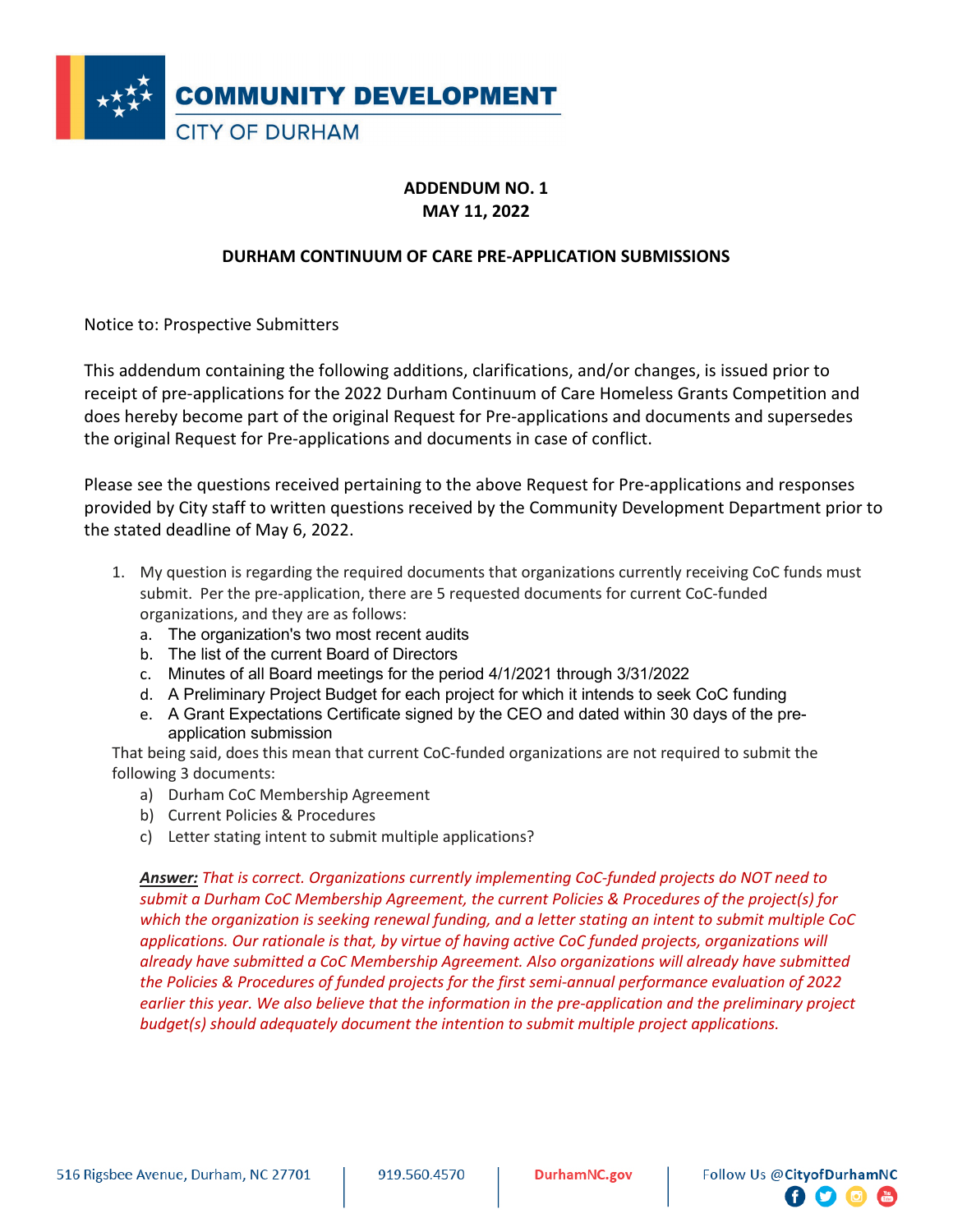**COMMUNITY DEVELOPMENT**
CITY OF DURHAM

**ADDENDUM NO. 1**
**MAY 11, 2022**

**DURHAM CONTINUUM OF CARE PRE-APPLICATION SUBMISSIONS**

Notice to: Prospective Submitters

This addendum containing the following additions, clarifications, and/or changes, is issued prior to receipt of pre-applications for the 2022 Durham Continuum of Care Homeless Grants Competition and does hereby become part of the original Request for Pre-applications and documents and supersedes the original Request for Pre-applications and documents in case of conflict.

Please see the questions received pertaining to the above Request for Pre-applications and responses provided by City staff to written questions received by the Community Development Department prior to the stated deadline of May 6, 2022.

1. My question is regarding the required documents that organizations currently receiving CoC funds must submit. Per the pre-application, there are 5 requested documents for current CoC-funded organizations, and they are as follows:
   a. The organization's two most recent audits
   b. The list of the current Board of Directors
   c. Minutes of all Board meetings for the period 4/1/2021 through 3/31/2022
   d. A Preliminary Project Budget for each project for which it intends to seek CoC funding
   e. A Grant Expectations Certificate signed by the CEO and dated within 30 days of the pre-application submission

   That being said, does this mean that current CoC-funded organizations are not required to submit the following 3 documents:
   a) Durham CoC Membership Agreement
   b) Current Policies & Procedures
   c) Letter stating intent to submit multiple applications?

   ***Answer:*** *That is correct. Organizations currently implementing CoC-funded projects do NOT need to submit a Durham CoC Membership Agreement, the current Policies & Procedures of the project(s) for which the organization is seeking renewal funding, and a letter stating an intent to submit multiple CoC applications. Our rationale is that, by virtue of having active CoC funded projects, organizations will already have submitted a CoC Membership Agreement. Also organizations will already have submitted the Policies & Procedures of funded projects for the first semi-annual performance evaluation of 2022 earlier this year. We also believe that the information in the pre-application and the preliminary project budget(s) should adequately document the intention to submit multiple project applications.*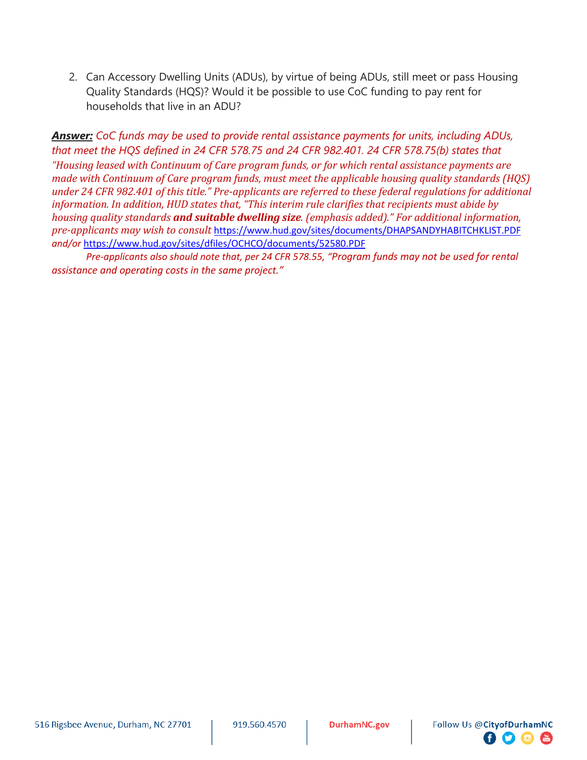2. Can Accessory Dwelling Units (ADUs), by virtue of being ADUs, still meet or pass Housing Quality Standards (HQS)? Would it be possible to use CoC funding to pay rent for households that live in an ADU?

***Answer:*** *CoC funds may be used to provide rental assistance payments for units, including ADUs, that meet the HQS defined in 24 CFR 578.75 and 24 CFR 982.401. 24 CFR 578.75(b) states that "Housing leased with Continuum of Care program funds, or for which rental assistance payments are made with Continuum of Care program funds, must meet the applicable housing quality standards (HQS) under 24 CFR 982.401 of this title." Pre-applicants are referred to these federal regulations for additional information. In addition, HUD states that, "This interim rule clarifies that recipients must abide by housing quality standards* ***and suitable dwelling size****. (emphasis added)." For additional information, pre-applicants may wish to consult* https://www.hud.gov/sites/documents/DHAPSANDYHABITCHKLIST.PDF *and/or* https://www.hud.gov/sites/dfiles/OCHCO/documents/52580.PDF

*Pre-applicants also should note that, per 24 CFR 578.55, "Program funds may not be used for rental assistance and operating costs in the same project."*